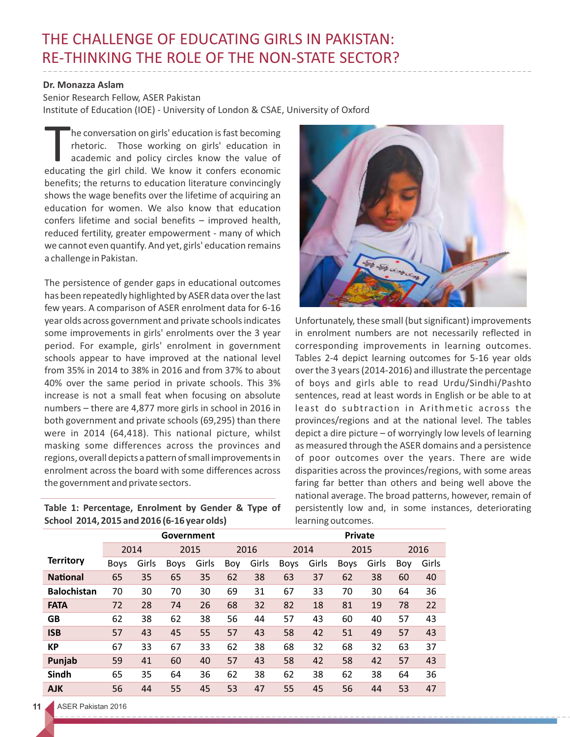# THE CHALLENGE OF EDUCATING GIRLS IN PAKISTAN: RE-THINKING THE ROLE OF THE NON-STATE SECTOR?

**Dr. Monazza Aslam**
Senior Research Fellow, ASER Pakistan
Institute of Education (IOE) - University of London & CSAE, University of Oxford

The conversation on girls' education is fast becoming rhetoric. Those working on girls' education in academic and policy circles know the value of educating the girl child. We know it confers economic benefits; the returns to education literature convincingly shows the wage benefits over the lifetime of acquiring an education for women. We also know that education confers lifetime and social benefits – improved health, reduced fertility, greater empowerment - many of which we cannot even quantify. And yet, girls' education remains a challenge in Pakistan.

The persistence of gender gaps in educational outcomes has been repeatedly highlighted by ASER data over the last few years. A comparison of ASER enrolment data for 6-16 year olds across government and private schools indicates some improvements in girls' enrolments over the 3 year period. For example, girls' enrolment in government schools appear to have improved at the national level from 35% in 2014 to 38% in 2016 and from 37% to about 40% over the same period in private schools. This 3% increase is not a small feat when focusing on absolute numbers – there are 4,877 more girls in school in 2016 in both government and private schools (69,295) than there were in 2014 (64,418). This national picture, whilst masking some differences across the provinces and regions, overall depicts a pattern of small improvements in enrolment across the board with some differences across the government and private sectors.

Unfortunately, these small (but significant) improvements in enrolment numbers are not necessarily reflected in corresponding improvements in learning outcomes. Tables 2-4 depict learning outcomes for 5-16 year olds over the 3 years (2014-2016) and illustrate the percentage of boys and girls able to read Urdu/Sindhi/Pashto sentences, read at least words in English or be able to at least do subtraction in Arithmetic across the provinces/regions and at the national level. The tables depict a dire picture – of worryingly low levels of learning as measured through the ASER domains and a persistence of poor outcomes over the years. There are wide disparities across the provinces/regions, with some areas faring far better than others and being well above the national average. The broad patterns, however, remain of persistently low and, in some instances, deteriorating learning outcomes.

**Table 1: Percentage, Enrolment by Gender & Type of School 2014, 2015 and 2016 (6-16 year olds)**

| | Government | | | | | | Private | | | | | |
|---|---|---|---|---|---|---|---|---|---|---|---|---|
| | 2014 | | 2015 | | 2016 | | 2014 | | 2015 | | 2016 | |
| **Territory** | Boys | Girls | Boys | Girls | Boy | Girls | Boys | Girls | Boys | Girls | Boy | Girls |
| **National** | 65 | 35 | 65 | 35 | 62 | 38 | 63 | 37 | 62 | 38 | 60 | 40 |
| **Balochistan** | 70 | 30 | 70 | 30 | 69 | 31 | 67 | 33 | 70 | 30 | 64 | 36 |
| **FATA** | 72 | 28 | 74 | 26 | 68 | 32 | 82 | 18 | 81 | 19 | 78 | 22 |
| **GB** | 62 | 38 | 62 | 38 | 56 | 44 | 57 | 43 | 60 | 40 | 57 | 43 |
| **ISB** | 57 | 43 | 45 | 55 | 57 | 43 | 58 | 42 | 51 | 49 | 57 | 43 |
| **KP** | 67 | 33 | 67 | 33 | 62 | 38 | 68 | 32 | 68 | 32 | 63 | 37 |
| **Punjab** | 59 | 41 | 60 | 40 | 57 | 43 | 58 | 42 | 58 | 42 | 57 | 43 |
| **Sindh** | 65 | 35 | 64 | 36 | 62 | 38 | 62 | 38 | 62 | 38 | 64 | 36 |
| **AJK** | 56 | 44 | 55 | 45 | 53 | 47 | 55 | 45 | 56 | 44 | 53 | 47 |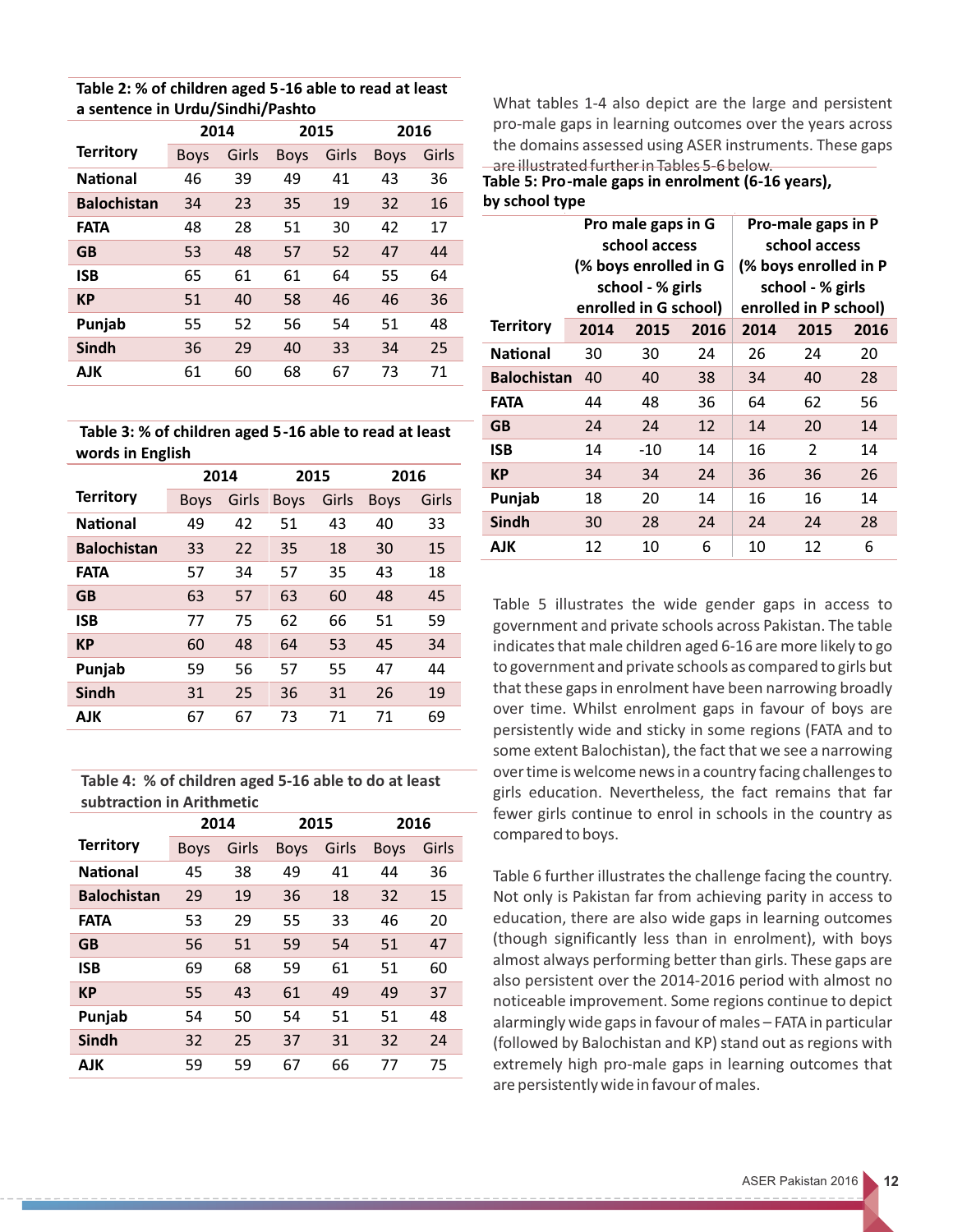**Table 2: % of children aged 5-16 able to read at least a sentence in Urdu/Sindhi/Pashto**

| Territory | 2014 | | 2015 | | 2016 | |
|---|---|---|---|---|---|---|
| | Boys | Girls | Boys | Girls | Boys | Girls |
| National | 46 | 39 | 49 | 41 | 43 | 36 |
| Balochistan | 34 | 23 | 35 | 19 | 32 | 16 |
| FATA | 48 | 28 | 51 | 30 | 42 | 17 |
| GB | 53 | 48 | 57 | 52 | 47 | 44 |
| ISB | 65 | 61 | 61 | 64 | 55 | 64 |
| KP | 51 | 40 | 58 | 46 | 46 | 36 |
| Punjab | 55 | 52 | 56 | 54 | 51 | 48 |
| Sindh | 36 | 29 | 40 | 33 | 34 | 25 |
| AJK | 61 | 60 | 68 | 67 | 73 | 71 |

**Table 3: % of children aged 5-16 able to read at least words in English**

| Territory | 2014 | | 2015 | | 2016 | |
|---|---|---|---|---|---|---|
| | Boys | Girls | Boys | Girls | Boys | Girls |
| National | 49 | 42 | 51 | 43 | 40 | 33 |
| Balochistan | 33 | 22 | 35 | 18 | 30 | 15 |
| FATA | 57 | 34 | 57 | 35 | 43 | 18 |
| GB | 63 | 57 | 63 | 60 | 48 | 45 |
| ISB | 77 | 75 | 62 | 66 | 51 | 59 |
| KP | 60 | 48 | 64 | 53 | 45 | 34 |
| Punjab | 59 | 56 | 57 | 55 | 47 | 44 |
| Sindh | 31 | 25 | 36 | 31 | 26 | 19 |
| AJK | 67 | 67 | 73 | 71 | 71 | 69 |

**Table 4: % of children aged 5-16 able to do at least subtraction in Arithmetic**

| Territory | 2014 | | 2015 | | 2016 | |
|---|---|---|---|---|---|---|
| | Boys | Girls | Boys | Girls | Boys | Girls |
| National | 45 | 38 | 49 | 41 | 44 | 36 |
| Balochistan | 29 | 19 | 36 | 18 | 32 | 15 |
| FATA | 53 | 29 | 55 | 33 | 46 | 20 |
| GB | 56 | 51 | 59 | 54 | 51 | 47 |
| ISB | 69 | 68 | 59 | 61 | 51 | 60 |
| KP | 55 | 43 | 61 | 49 | 49 | 37 |
| Punjab | 54 | 50 | 54 | 51 | 51 | 48 |
| Sindh | 32 | 25 | 37 | 31 | 32 | 24 |
| AJK | 59 | 59 | 67 | 66 | 77 | 75 |

What tables 1-4 also depict are the large and persistent pro-male gaps in learning outcomes over the years across the domains assessed using ASER instruments. These gaps are illustrated further in Tables 5-6 below.

**Table 5: Pro-male gaps in enrolment (6-16 years), by school type**

| Territory | Pro male gaps in G school access (% boys enrolled in G school - % girls enrolled in G school) | | | Pro-male gaps in P school access (% boys enrolled in P school - % girls enrolled in P school) | | |
|---|---|---|---|---|---|---|
| | 2014 | 2015 | 2016 | 2014 | 2015 | 2016 |
| National | 30 | 30 | 24 | 26 | 24 | 20 |
| Balochistan | 40 | 40 | 38 | 34 | 40 | 28 |
| FATA | 44 | 48 | 36 | 64 | 62 | 56 |
| GB | 24 | 24 | 12 | 14 | 20 | 14 |
| ISB | 14 | -10 | 14 | 16 | 2 | 14 |
| KP | 34 | 34 | 24 | 36 | 36 | 26 |
| Punjab | 18 | 20 | 14 | 16 | 16 | 14 |
| Sindh | 30 | 28 | 24 | 24 | 24 | 28 |
| AJK | 12 | 10 | 6 | 10 | 12 | 6 |

Table 5 illustrates the wide gender gaps in access to government and private schools across Pakistan. The table indicates that male children aged 6-16 are more likely to go to government and private schools as compared to girls but that these gaps in enrolment have been narrowing broadly over time. Whilst enrolment gaps in favour of boys are persistently wide and sticky in some regions (FATA and to some extent Balochistan), the fact that we see a narrowing over time is welcome news in a country facing challenges to girls education. Nevertheless, the fact remains that far fewer girls continue to enrol in schools in the country as compared to boys.

Table 6 further illustrates the challenge facing the country. Not only is Pakistan far from achieving parity in access to education, there are also wide gaps in learning outcomes (though significantly less than in enrolment), with boys almost always performing better than girls. These gaps are also persistent over the 2014-2016 period with almost no noticeable improvement. Some regions continue to depict alarmingly wide gaps in favour of males – FATA in particular (followed by Balochistan and KP) stand out as regions with extremely high pro-male gaps in learning outcomes that are persistently wide in favour of males.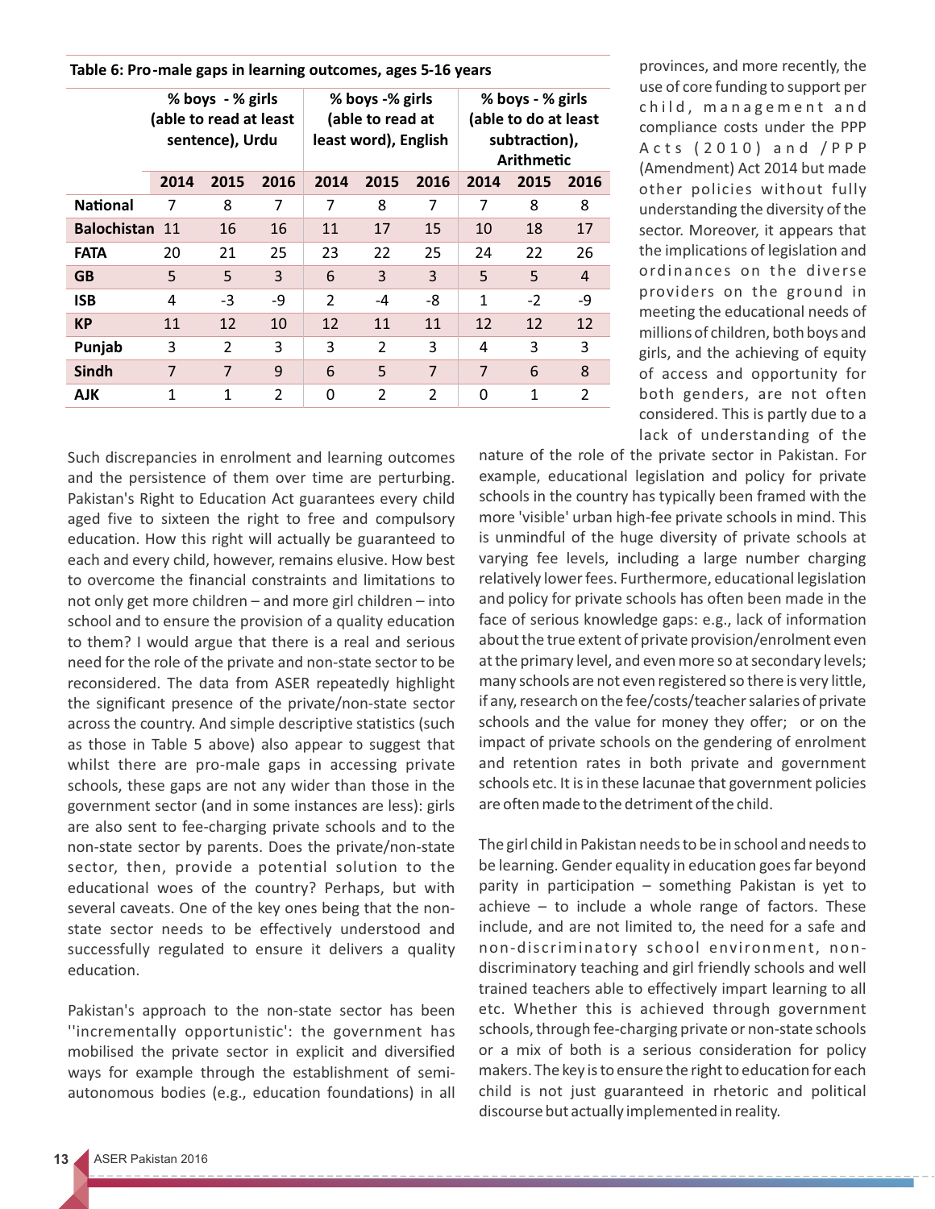**Table 6: Pro-male gaps in learning outcomes, ages 5-16 years**

| | % boys - % girls (able to read at least sentence), Urdu | | | % boys -% girls (able to read at least word), English | | | % boys - % girls (able to do at least subtraction), Arithmetic | | |
|---|---|---|---|---|---|---|---|---|---|
| | 2014 | 2015 | 2016 | 2014 | 2015 | 2016 | 2014 | 2015 | 2016 |
| **National** | 7 | 8 | 7 | 7 | 8 | 7 | 7 | 8 | 8 |
| **Balochistan** | 11 | 16 | 16 | 11 | 17 | 15 | 10 | 18 | 17 |
| **FATA** | 20 | 21 | 25 | 23 | 22 | 25 | 24 | 22 | 26 |
| **GB** | 5 | 5 | 3 | 6 | 3 | 3 | 5 | 5 | 4 |
| **ISB** | 4 | -3 | -9 | 2 | -4 | -8 | 1 | -2 | -9 |
| **KP** | 11 | 12 | 10 | 12 | 11 | 11 | 12 | 12 | 12 |
| **Punjab** | 3 | 2 | 3 | 3 | 2 | 3 | 4 | 3 | 3 |
| **Sindh** | 7 | 7 | 9 | 6 | 5 | 7 | 7 | 6 | 8 |
| **AJK** | 1 | 1 | 2 | 0 | 2 | 2 | 0 | 1 | 2 |

Such discrepancies in enrolment and learning outcomes and the persistence of them over time are perturbing. Pakistan's Right to Education Act guarantees every child aged five to sixteen the right to free and compulsory education. How this right will actually be guaranteed to each and every child, however, remains elusive. How best to overcome the financial constraints and limitations to not only get more children – and more girl children – into school and to ensure the provision of a quality education to them? I would argue that there is a real and serious need for the role of the private and non-state sector to be reconsidered. The data from ASER repeatedly highlight the significant presence of the private/non-state sector across the country. And simple descriptive statistics (such as those in Table 5 above) also appear to suggest that whilst there are pro-male gaps in accessing private schools, these gaps are not any wider than those in the government sector (and in some instances are less): girls are also sent to fee-charging private schools and to the non-state sector by parents. Does the private/non-state sector, then, provide a potential solution to the educational woes of the country? Perhaps, but with several caveats. One of the key ones being that the non-state sector needs to be effectively understood and successfully regulated to ensure it delivers a quality education.

Pakistan's approach to the non-state sector has been ''incrementally opportunistic': the government has mobilised the private sector in explicit and diversified ways for example through the establishment of semi-autonomous bodies (e.g., education foundations) in all provinces, and more recently, the use of core funding to support per child, management and compliance costs under the PPP Acts (2010) and /PPP (Amendment) Act 2014 but made other policies without fully understanding the diversity of the sector. Moreover, it appears that the implications of legislation and ordinances on the diverse providers on the ground in meeting the educational needs of millions of children, both boys and girls, and the achieving of equity of access and opportunity for both genders, are not often considered. This is partly due to a lack of understanding of the nature of the role of the private sector in Pakistan. For example, educational legislation and policy for private schools in the country has typically been framed with the more 'visible' urban high-fee private schools in mind. This is unmindful of the huge diversity of private schools at varying fee levels, including a large number charging relatively lower fees. Furthermore, educational legislation and policy for private schools has often been made in the face of serious knowledge gaps: e.g., lack of information about the true extent of private provision/enrolment even at the primary level, and even more so at secondary levels; many schools are not even registered so there is very little, if any, research on the fee/costs/teacher salaries of private schools and the value for money they offer; or on the impact of private schools on the gendering of enrolment and retention rates in both private and government schools etc. It is in these lacunae that government policies are often made to the detriment of the child.

The girl child in Pakistan needs to be in school and needs to be learning. Gender equality in education goes far beyond parity in participation – something Pakistan is yet to achieve – to include a whole range of factors. These include, and are not limited to, the need for a safe and non-discriminatory school environment, non-discriminatory teaching and girl friendly schools and well trained teachers able to effectively impart learning to all etc. Whether this is achieved through government schools, through fee-charging private or non-state schools or a mix of both is a serious consideration for policy makers. The key is to ensure the right to education for each child is not just guaranteed in rhetoric and political discourse but actually implemented in reality.